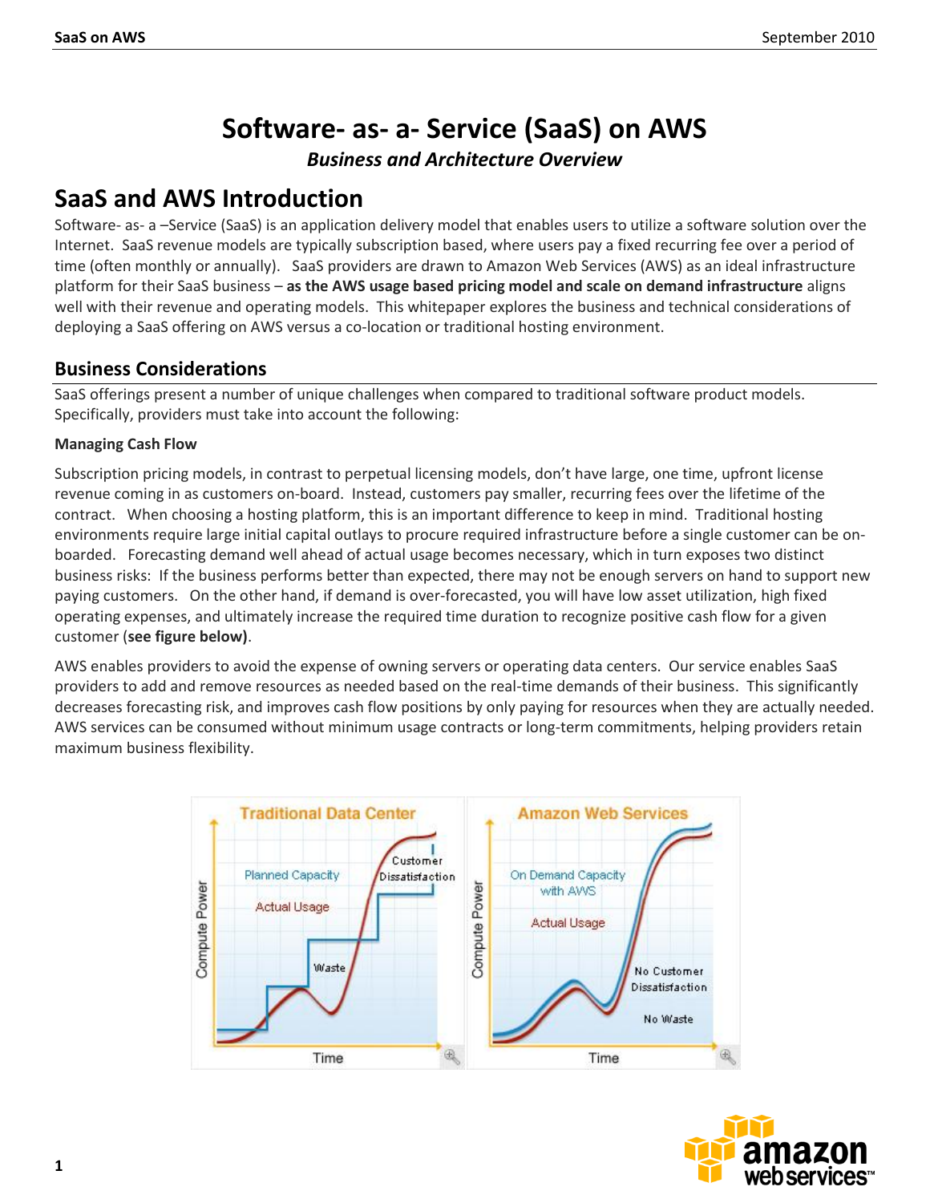# Software- as- a- Service (SaaS) on AWS

***Business and Architecture Overview***

## SaaS and AWS Introduction

Software- as- a –Service (SaaS) is an application delivery model that enables users to utilize a software solution over the Internet. SaaS revenue models are typically subscription based, where users pay a fixed recurring fee over a period of time (often monthly or annually). SaaS providers are drawn to Amazon Web Services (AWS) as an ideal infrastructure platform for their SaaS business – **as the AWS usage based pricing model and scale on demand infrastructure** aligns well with their revenue and operating models. This whitepaper explores the business and technical considerations of deploying a SaaS offering on AWS versus a co-location or traditional hosting environment.

### Business Considerations

SaaS offerings present a number of unique challenges when compared to traditional software product models. Specifically, providers must take into account the following:

**Managing Cash Flow**

Subscription pricing models, in contrast to perpetual licensing models, don't have large, one time, upfront license revenue coming in as customers on-board. Instead, customers pay smaller, recurring fees over the lifetime of the contract. When choosing a hosting platform, this is an important difference to keep in mind. Traditional hosting environments require large initial capital outlays to procure required infrastructure before a single customer can be on-boarded. Forecasting demand well ahead of actual usage becomes necessary, which in turn exposes two distinct business risks: If the business performs better than expected, there may not be enough servers on hand to support new paying customers. On the other hand, if demand is over-forecasted, you will have low asset utilization, high fixed operating expenses, and ultimately increase the required time duration to recognize positive cash flow for a given customer (**see figure below)**.

AWS enables providers to avoid the expense of owning servers or operating data centers. Our service enables SaaS providers to add and remove resources as needed based on the real-time demands of their business. This significantly decreases forecasting risk, and improves cash flow positions by only paying for resources when they are actually needed. AWS services can be consumed without minimum usage contracts or long-term commitments, helping providers retain maximum business flexibility.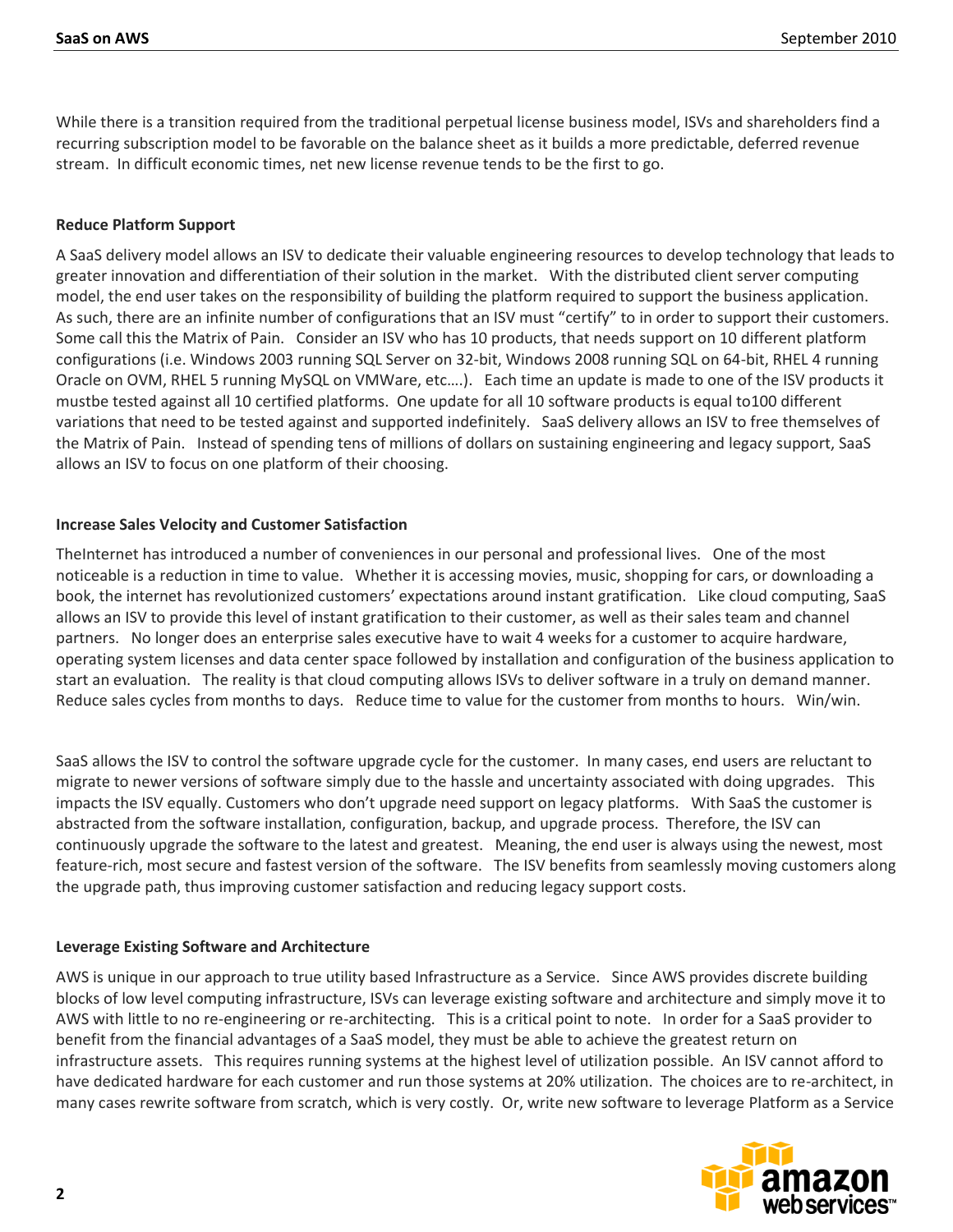While there is a transition required from the traditional perpetual license business model, ISVs and shareholders find a recurring subscription model to be favorable on the balance sheet as it builds a more predictable, deferred revenue stream. In difficult economic times, net new license revenue tends to be the first to go.

**Reduce Platform Support**

A SaaS delivery model allows an ISV to dedicate their valuable engineering resources to develop technology that leads to greater innovation and differentiation of their solution in the market. With the distributed client server computing model, the end user takes on the responsibility of building the platform required to support the business application. As such, there are an infinite number of configurations that an ISV must "certify" to in order to support their customers. Some call this the Matrix of Pain. Consider an ISV who has 10 products, that needs support on 10 different platform configurations (i.e. Windows 2003 running SQL Server on 32-bit, Windows 2008 running SQL on 64-bit, RHEL 4 running Oracle on OVM, RHEL 5 running MySQL on VMWare, etc….). Each time an update is made to one of the ISV products it mustbe tested against all 10 certified platforms. One update for all 10 software products is equal to100 different variations that need to be tested against and supported indefinitely. SaaS delivery allows an ISV to free themselves of the Matrix of Pain. Instead of spending tens of millions of dollars on sustaining engineering and legacy support, SaaS allows an ISV to focus on one platform of their choosing.

**Increase Sales Velocity and Customer Satisfaction**

TheInternet has introduced a number of conveniences in our personal and professional lives. One of the most noticeable is a reduction in time to value. Whether it is accessing movies, music, shopping for cars, or downloading a book, the internet has revolutionized customers' expectations around instant gratification. Like cloud computing, SaaS allows an ISV to provide this level of instant gratification to their customer, as well as their sales team and channel partners. No longer does an enterprise sales executive have to wait 4 weeks for a customer to acquire hardware, operating system licenses and data center space followed by installation and configuration of the business application to start an evaluation. The reality is that cloud computing allows ISVs to deliver software in a truly on demand manner. Reduce sales cycles from months to days. Reduce time to value for the customer from months to hours. Win/win.

SaaS allows the ISV to control the software upgrade cycle for the customer. In many cases, end users are reluctant to migrate to newer versions of software simply due to the hassle and uncertainty associated with doing upgrades. This impacts the ISV equally. Customers who don't upgrade need support on legacy platforms. With SaaS the customer is abstracted from the software installation, configuration, backup, and upgrade process. Therefore, the ISV can continuously upgrade the software to the latest and greatest. Meaning, the end user is always using the newest, most feature-rich, most secure and fastest version of the software. The ISV benefits from seamlessly moving customers along the upgrade path, thus improving customer satisfaction and reducing legacy support costs.

**Leverage Existing Software and Architecture**

AWS is unique in our approach to true utility based Infrastructure as a Service. Since AWS provides discrete building blocks of low level computing infrastructure, ISVs can leverage existing software and architecture and simply move it to AWS with little to no re-engineering or re-architecting. This is a critical point to note. In order for a SaaS provider to benefit from the financial advantages of a SaaS model, they must be able to achieve the greatest return on infrastructure assets. This requires running systems at the highest level of utilization possible. An ISV cannot afford to have dedicated hardware for each customer and run those systems at 20% utilization. The choices are to re-architect, in many cases rewrite software from scratch, which is very costly. Or, write new software to leverage Platform as a Service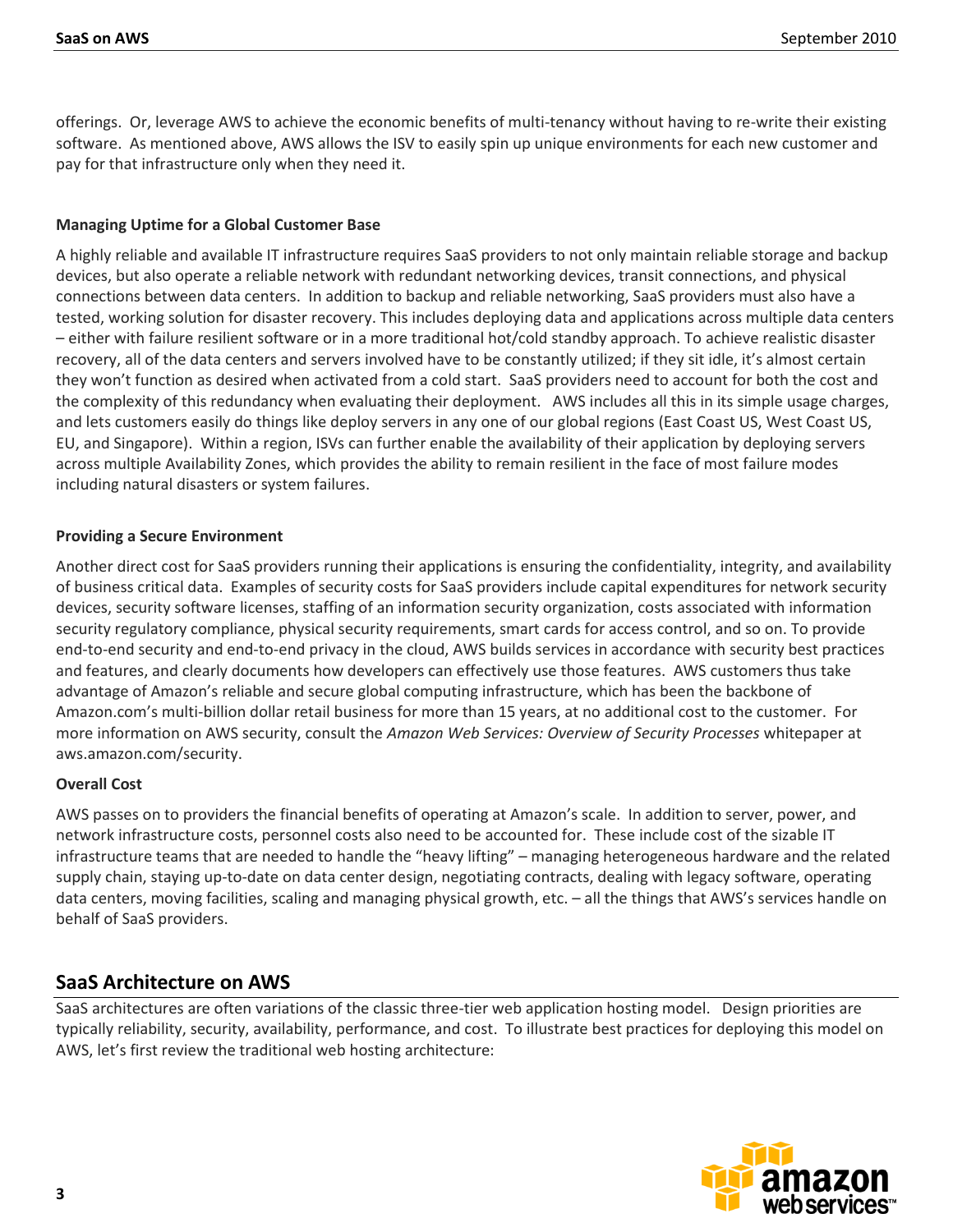offerings. Or, leverage AWS to achieve the economic benefits of multi-tenancy without having to re-write their existing software. As mentioned above, AWS allows the ISV to easily spin up unique environments for each new customer and pay for that infrastructure only when they need it.

**Managing Uptime for a Global Customer Base**

A highly reliable and available IT infrastructure requires SaaS providers to not only maintain reliable storage and backup devices, but also operate a reliable network with redundant networking devices, transit connections, and physical connections between data centers. In addition to backup and reliable networking, SaaS providers must also have a tested, working solution for disaster recovery. This includes deploying data and applications across multiple data centers – either with failure resilient software or in a more traditional hot/cold standby approach. To achieve realistic disaster recovery, all of the data centers and servers involved have to be constantly utilized; if they sit idle, it's almost certain they won't function as desired when activated from a cold start. SaaS providers need to account for both the cost and the complexity of this redundancy when evaluating their deployment. AWS includes all this in its simple usage charges, and lets customers easily do things like deploy servers in any one of our global regions (East Coast US, West Coast US, EU, and Singapore). Within a region, ISVs can further enable the availability of their application by deploying servers across multiple Availability Zones, which provides the ability to remain resilient in the face of most failure modes including natural disasters or system failures.

**Providing a Secure Environment**

Another direct cost for SaaS providers running their applications is ensuring the confidentiality, integrity, and availability of business critical data. Examples of security costs for SaaS providers include capital expenditures for network security devices, security software licenses, staffing of an information security organization, costs associated with information security regulatory compliance, physical security requirements, smart cards for access control, and so on. To provide end-to-end security and end-to-end privacy in the cloud, AWS builds services in accordance with security best practices and features, and clearly documents how developers can effectively use those features. AWS customers thus take advantage of Amazon's reliable and secure global computing infrastructure, which has been the backbone of Amazon.com's multi-billion dollar retail business for more than 15 years, at no additional cost to the customer. For more information on AWS security, consult the *Amazon Web Services: Overview of Security Processes* whitepaper at aws.amazon.com/security.

**Overall Cost**

AWS passes on to providers the financial benefits of operating at Amazon's scale. In addition to server, power, and network infrastructure costs, personnel costs also need to be accounted for. These include cost of the sizable IT infrastructure teams that are needed to handle the "heavy lifting" – managing heterogeneous hardware and the related supply chain, staying up-to-date on data center design, negotiating contracts, dealing with legacy software, operating data centers, moving facilities, scaling and managing physical growth, etc. – all the things that AWS's services handle on behalf of SaaS providers.

## SaaS Architecture on AWS

SaaS architectures are often variations of the classic three-tier web application hosting model. Design priorities are typically reliability, security, availability, performance, and cost. To illustrate best practices for deploying this model on AWS, let's first review the traditional web hosting architecture: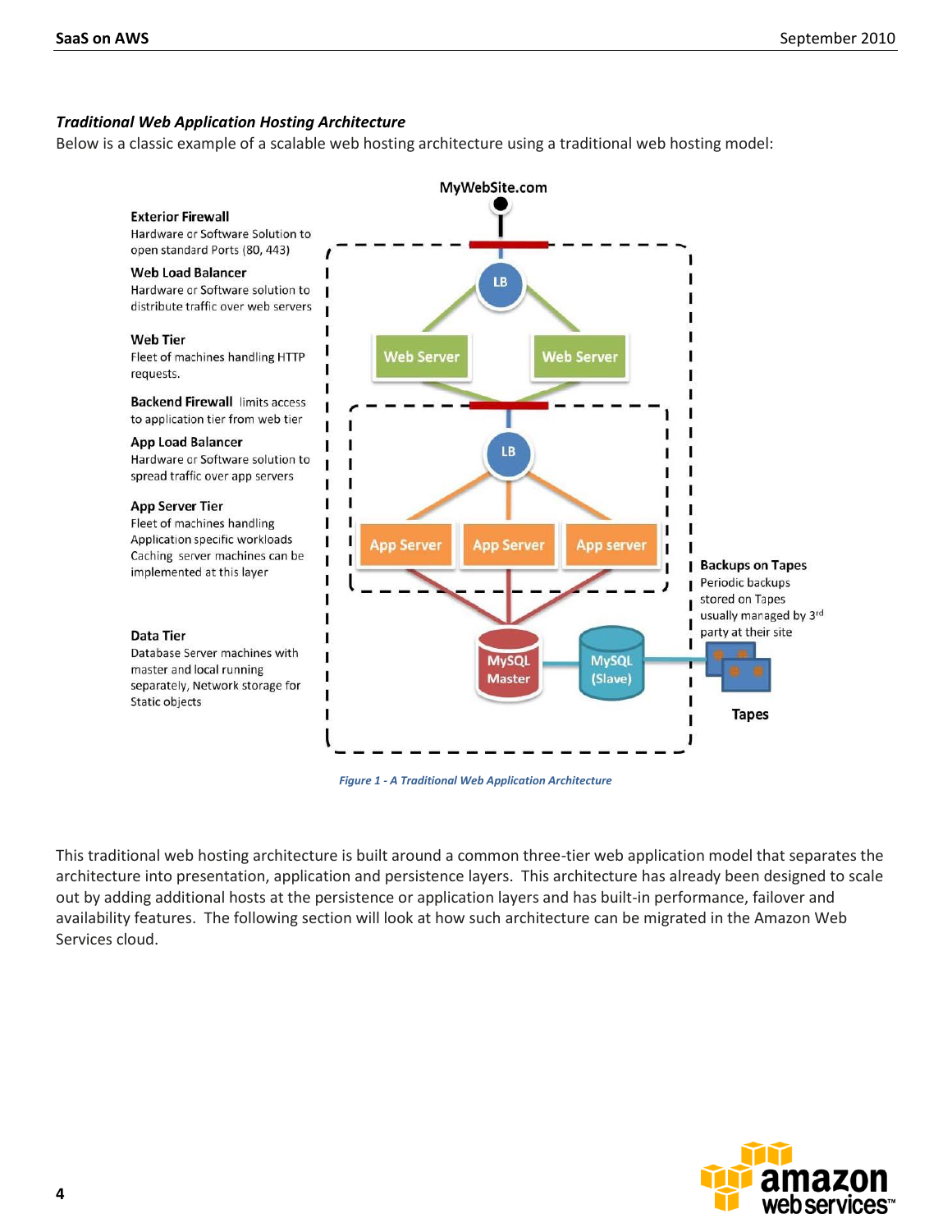***Traditional Web Application Hosting Architecture***

Below is a classic example of a scalable web hosting architecture using a traditional web hosting model:

MyWebSite.com

**Exterior Firewall**
Hardware or Software Solution to open standard Ports (80, 443)

**Web Load Balancer**
Hardware or Software solution to distribute traffic over web servers

**Web Tier**
Fleet of machines handling HTTP requests.

**Backend Firewall** limits access to application tier from web tier

**App Load Balancer**
Hardware or Software solution to spread traffic over app servers

**App Server Tier**
Fleet of machines handling Application specific workloads
Caching server machines can be implemented at this layer

**Data Tier**
Database Server machines with master and local running separately, Network storage for Static objects

LB

Web Server | Web Server

LB

App Server | App Server | App server

MySQL Master | MySQL (Slave)

**Backups on Tapes**
Periodic backups stored on Tapes usually managed by 3rd party at their site

Tapes

*Figure 1 - A Traditional Web Application Architecture*

This traditional web hosting architecture is built around a common three-tier web application model that separates the architecture into presentation, application and persistence layers. This architecture has already been designed to scale out by adding additional hosts at the persistence or application layers and has built-in performance, failover and availability features. The following section will look at how such architecture can be migrated in the Amazon Web Services cloud.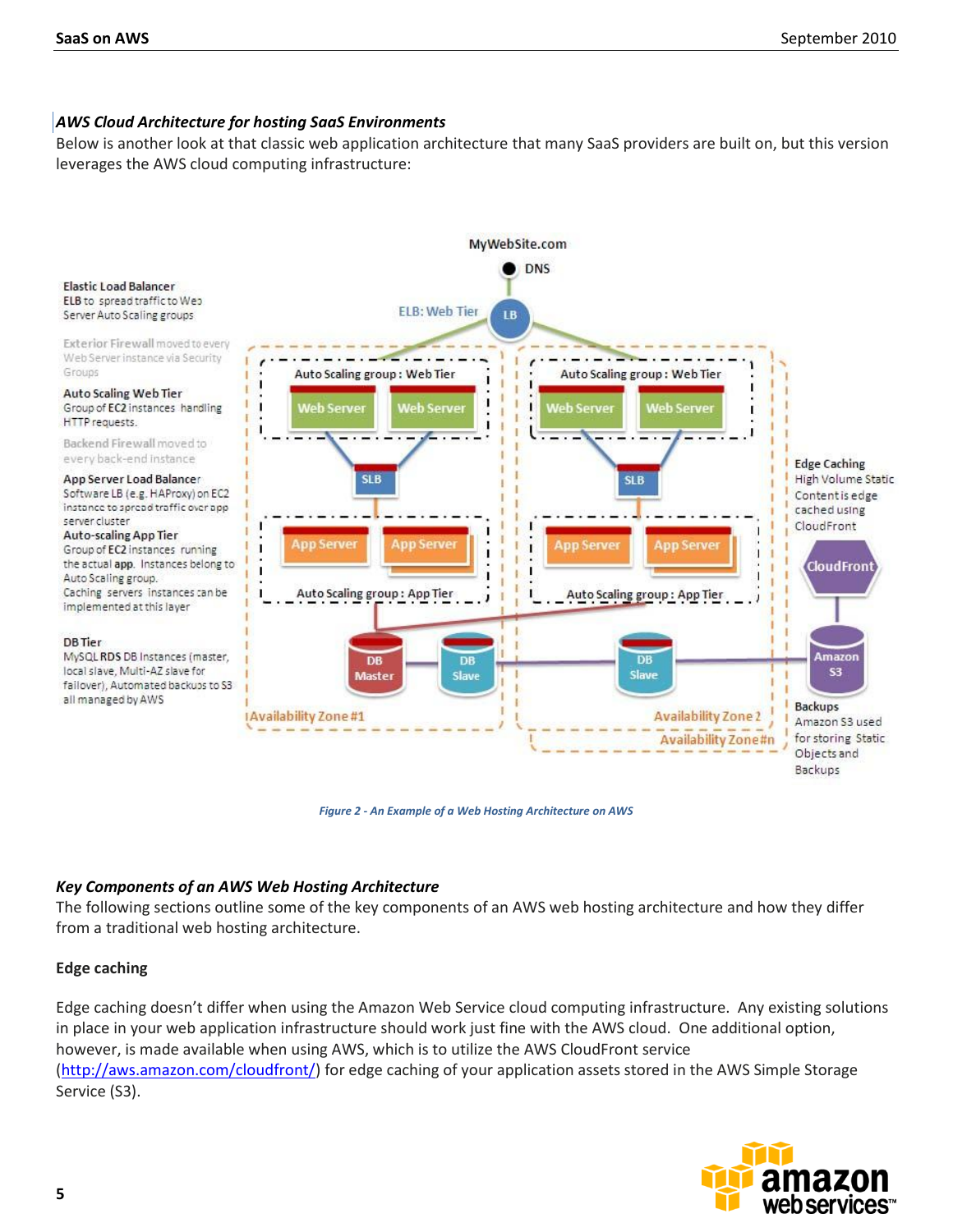### *AWS Cloud Architecture for hosting SaaS Environments*

Below is another look at that classic web application architecture that many SaaS providers are built on, but this version leverages the AWS cloud computing infrastructure:

*Figure 2 - An Example of a Web Hosting Architecture on AWS*

### *Key Components of an AWS Web Hosting Architecture*

The following sections outline some of the key components of an AWS web hosting architecture and how they differ from a traditional web hosting architecture.

#### Edge caching

Edge caching doesn't differ when using the Amazon Web Service cloud computing infrastructure. Any existing solutions in place in your web application infrastructure should work just fine with the AWS cloud. One additional option, however, is made available when using AWS, which is to utilize the AWS CloudFront service (http://aws.amazon.com/cloudfront/) for edge caching of your application assets stored in the AWS Simple Storage Service (S3).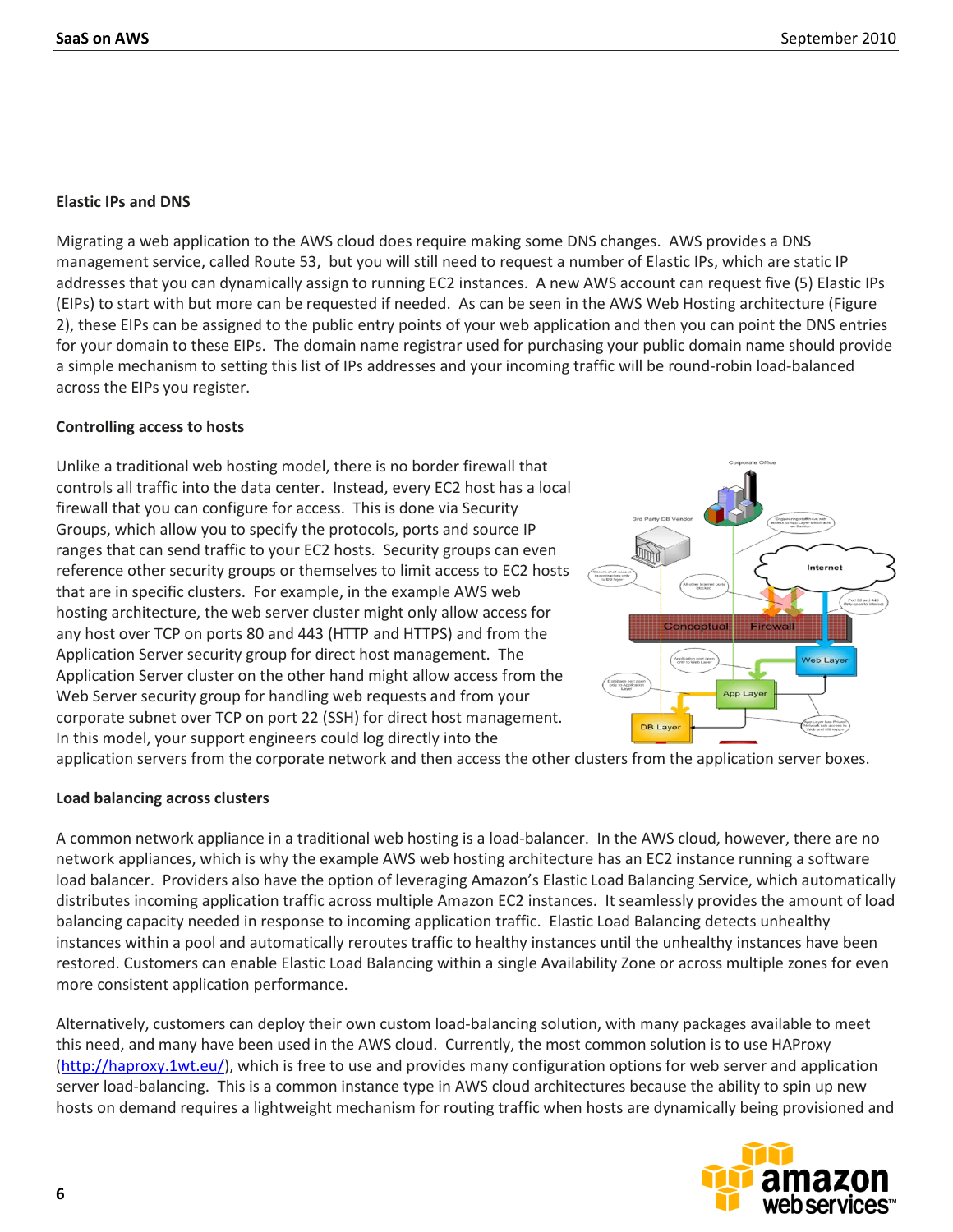## Elastic IPs and DNS

Migrating a web application to the AWS cloud does require making some DNS changes. AWS provides a DNS management service, called Route 53, but you will still need to request a number of Elastic IPs, which are static IP addresses that you can dynamically assign to running EC2 instances. A new AWS account can request five (5) Elastic IPs (EIPs) to start with but more can be requested if needed. As can be seen in the AWS Web Hosting architecture (Figure 2), these EIPs can be assigned to the public entry points of your web application and then you can point the DNS entries for your domain to these EIPs. The domain name registrar used for purchasing your public domain name should provide a simple mechanism to setting this list of IPs addresses and your incoming traffic will be round-robin load-balanced across the EIPs you register.

## Controlling access to hosts

Unlike a traditional web hosting model, there is no border firewall that controls all traffic into the data center. Instead, every EC2 host has a local firewall that you can configure for access. This is done via Security Groups, which allow you to specify the protocols, ports and source IP ranges that can send traffic to your EC2 hosts. Security groups can even reference other security groups or themselves to limit access to EC2 hosts that are in specific clusters. For example, in the example AWS web hosting architecture, the web server cluster might only allow access for any host over TCP on ports 80 and 443 (HTTP and HTTPS) and from the Application Server security group for direct host management. The Application Server cluster on the other hand might allow access from the Web Server security group for handling web requests and from your corporate subnet over TCP on port 22 (SSH) for direct host management. In this model, your support engineers could log directly into the application servers from the corporate network and then access the other clusters from the application server boxes.

## Load balancing across clusters

A common network appliance in a traditional web hosting is a load-balancer. In the AWS cloud, however, there are no network appliances, which is why the example AWS web hosting architecture has an EC2 instance running a software load balancer. Providers also have the option of leveraging Amazon's Elastic Load Balancing Service, which automatically distributes incoming application traffic across multiple Amazon EC2 instances. It seamlessly provides the amount of load balancing capacity needed in response to incoming application traffic. Elastic Load Balancing detects unhealthy instances within a pool and automatically reroutes traffic to healthy instances until the unhealthy instances have been restored. Customers can enable Elastic Load Balancing within a single Availability Zone or across multiple zones for even more consistent application performance.

Alternatively, customers can deploy their own custom load-balancing solution, with many packages available to meet this need, and many have been used in the AWS cloud. Currently, the most common solution is to use HAProxy (http://haproxy.1wt.eu/), which is free to use and provides many configuration options for web server and application server load-balancing. This is a common instance type in AWS cloud architectures because the ability to spin up new hosts on demand requires a lightweight mechanism for routing traffic when hosts are dynamically being provisioned and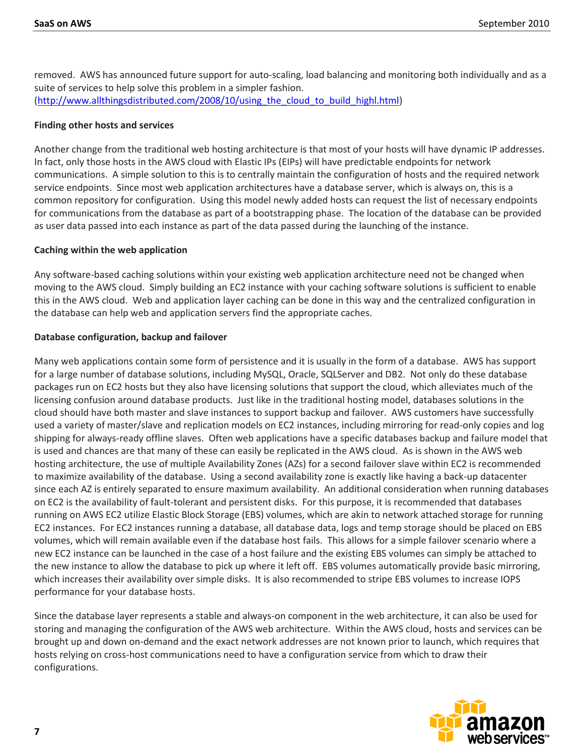removed. AWS has announced future support for auto-scaling, load balancing and monitoring both individually and as a suite of services to help solve this problem in a simpler fashion. (http://www.allthingsdistributed.com/2008/10/using_the_cloud_to_build_highl.html)

**Finding other hosts and services**

Another change from the traditional web hosting architecture is that most of your hosts will have dynamic IP addresses. In fact, only those hosts in the AWS cloud with Elastic IPs (EIPs) will have predictable endpoints for network communications. A simple solution to this is to centrally maintain the configuration of hosts and the required network service endpoints. Since most web application architectures have a database server, which is always on, this is a common repository for configuration. Using this model newly added hosts can request the list of necessary endpoints for communications from the database as part of a bootstrapping phase. The location of the database can be provided as user data passed into each instance as part of the data passed during the launching of the instance.

**Caching within the web application**

Any software-based caching solutions within your existing web application architecture need not be changed when moving to the AWS cloud. Simply building an EC2 instance with your caching software solutions is sufficient to enable this in the AWS cloud. Web and application layer caching can be done in this way and the centralized configuration in the database can help web and application servers find the appropriate caches.

**Database configuration, backup and failover**

Many web applications contain some form of persistence and it is usually in the form of a database. AWS has support for a large number of database solutions, including MySQL, Oracle, SQLServer and DB2. Not only do these database packages run on EC2 hosts but they also have licensing solutions that support the cloud, which alleviates much of the licensing confusion around database products. Just like in the traditional hosting model, databases solutions in the cloud should have both master and slave instances to support backup and failover. AWS customers have successfully used a variety of master/slave and replication models on EC2 instances, including mirroring for read-only copies and log shipping for always-ready offline slaves. Often web applications have a specific databases backup and failure model that is used and chances are that many of these can easily be replicated in the AWS cloud. As is shown in the AWS web hosting architecture, the use of multiple Availability Zones (AZs) for a second failover slave within EC2 is recommended to maximize availability of the database. Using a second availability zone is exactly like having a back-up datacenter since each AZ is entirely separated to ensure maximum availability. An additional consideration when running databases on EC2 is the availability of fault-tolerant and persistent disks. For this purpose, it is recommended that databases running on AWS EC2 utilize Elastic Block Storage (EBS) volumes, which are akin to network attached storage for running EC2 instances. For EC2 instances running a database, all database data, logs and temp storage should be placed on EBS volumes, which will remain available even if the database host fails. This allows for a simple failover scenario where a new EC2 instance can be launched in the case of a host failure and the existing EBS volumes can simply be attached to the new instance to allow the database to pick up where it left off. EBS volumes automatically provide basic mirroring, which increases their availability over simple disks. It is also recommended to stripe EBS volumes to increase IOPS performance for your database hosts.

Since the database layer represents a stable and always-on component in the web architecture, it can also be used for storing and managing the configuration of the AWS web architecture. Within the AWS cloud, hosts and services can be brought up and down on-demand and the exact network addresses are not known prior to launch, which requires that hosts relying on cross-host communications need to have a configuration service from which to draw their configurations.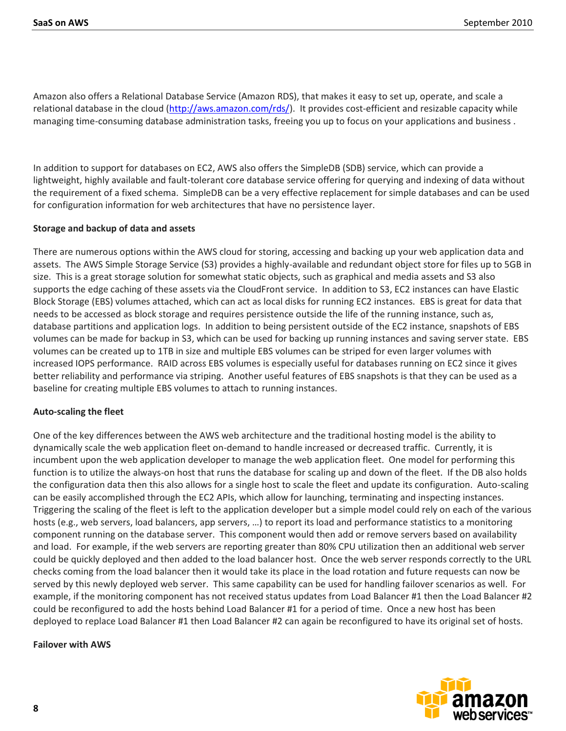Amazon also offers a Relational Database Service (Amazon RDS), that makes it easy to set up, operate, and scale a relational database in the cloud (http://aws.amazon.com/rds/). It provides cost-efficient and resizable capacity while managing time-consuming database administration tasks, freeing you up to focus on your applications and business .

In addition to support for databases on EC2, AWS also offers the SimpleDB (SDB) service, which can provide a lightweight, highly available and fault-tolerant core database service offering for querying and indexing of data without the requirement of a fixed schema. SimpleDB can be a very effective replacement for simple databases and can be used for configuration information for web architectures that have no persistence layer.

**Storage and backup of data and assets**

There are numerous options within the AWS cloud for storing, accessing and backing up your web application data and assets. The AWS Simple Storage Service (S3) provides a highly-available and redundant object store for files up to 5GB in size. This is a great storage solution for somewhat static objects, such as graphical and media assets and S3 also supports the edge caching of these assets via the CloudFront service. In addition to S3, EC2 instances can have Elastic Block Storage (EBS) volumes attached, which can act as local disks for running EC2 instances. EBS is great for data that needs to be accessed as block storage and requires persistence outside the life of the running instance, such as, database partitions and application logs. In addition to being persistent outside of the EC2 instance, snapshots of EBS volumes can be made for backup in S3, which can be used for backing up running instances and saving server state. EBS volumes can be created up to 1TB in size and multiple EBS volumes can be striped for even larger volumes with increased IOPS performance. RAID across EBS volumes is especially useful for databases running on EC2 since it gives better reliability and performance via striping. Another useful features of EBS snapshots is that they can be used as a baseline for creating multiple EBS volumes to attach to running instances.

**Auto-scaling the fleet**

One of the key differences between the AWS web architecture and the traditional hosting model is the ability to dynamically scale the web application fleet on-demand to handle increased or decreased traffic. Currently, it is incumbent upon the web application developer to manage the web application fleet. One model for performing this function is to utilize the always-on host that runs the database for scaling up and down of the fleet. If the DB also holds the configuration data then this also allows for a single host to scale the fleet and update its configuration. Auto-scaling can be easily accomplished through the EC2 APIs, which allow for launching, terminating and inspecting instances. Triggering the scaling of the fleet is left to the application developer but a simple model could rely on each of the various hosts (e.g., web servers, load balancers, app servers, …) to report its load and performance statistics to a monitoring component running on the database server. This component would then add or remove servers based on availability and load. For example, if the web servers are reporting greater than 80% CPU utilization then an additional web server could be quickly deployed and then added to the load balancer host. Once the web server responds correctly to the URL checks coming from the load balancer then it would take its place in the load rotation and future requests can now be served by this newly deployed web server. This same capability can be used for handling failover scenarios as well. For example, if the monitoring component has not received status updates from Load Balancer #1 then the Load Balancer #2 could be reconfigured to add the hosts behind Load Balancer #1 for a period of time. Once a new host has been deployed to replace Load Balancer #1 then Load Balancer #2 can again be reconfigured to have its original set of hosts.

**Failover with AWS**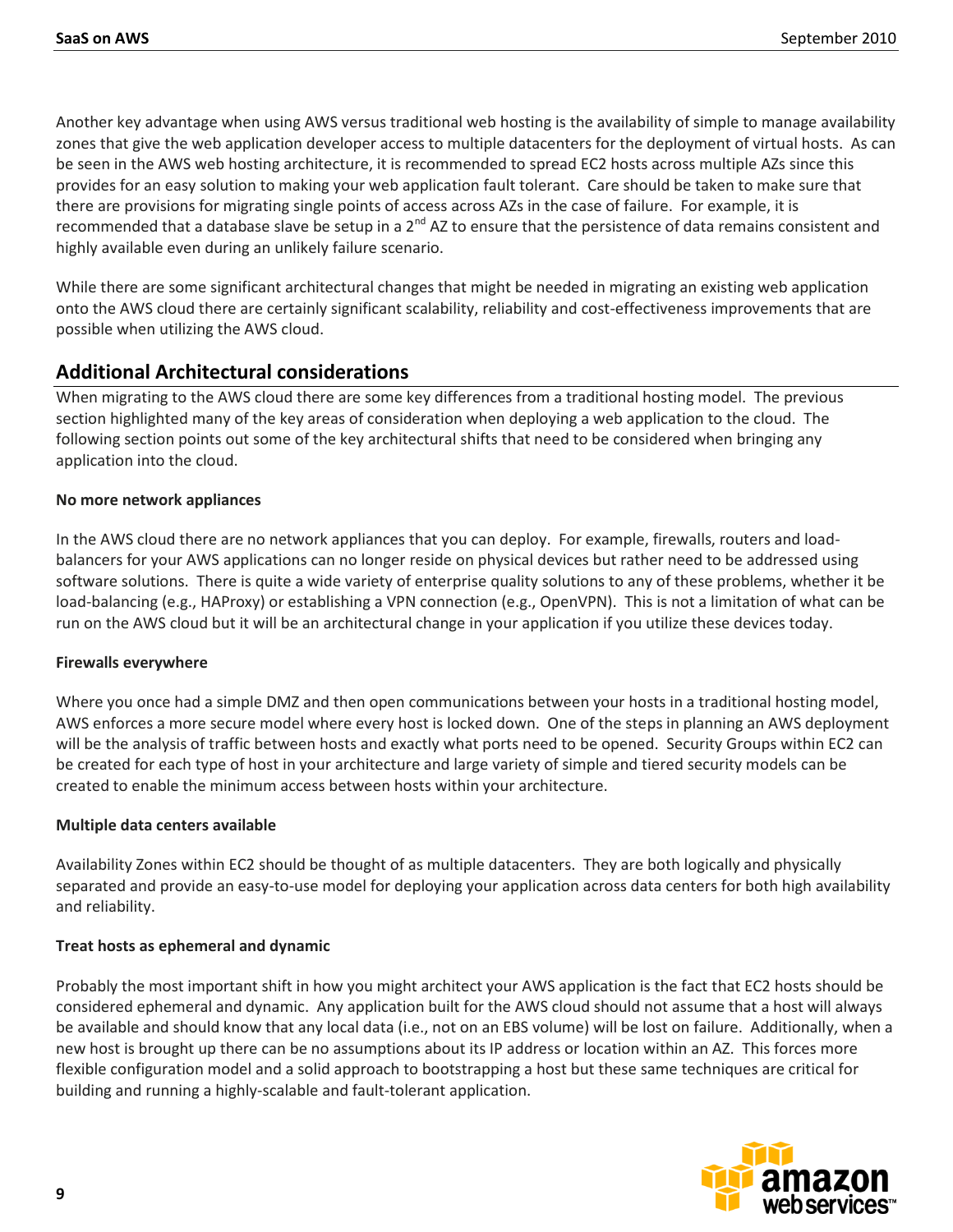Another key advantage when using AWS versus traditional web hosting is the availability of simple to manage availability zones that give the web application developer access to multiple datacenters for the deployment of virtual hosts. As can be seen in the AWS web hosting architecture, it is recommended to spread EC2 hosts across multiple AZs since this provides for an easy solution to making your web application fault tolerant. Care should be taken to make sure that there are provisions for migrating single points of access across AZs in the case of failure. For example, it is recommended that a database slave be setup in a 2nd AZ to ensure that the persistence of data remains consistent and highly available even during an unlikely failure scenario.

While there are some significant architectural changes that might be needed in migrating an existing web application onto the AWS cloud there are certainly significant scalability, reliability and cost-effectiveness improvements that are possible when utilizing the AWS cloud.

## Additional Architectural considerations

When migrating to the AWS cloud there are some key differences from a traditional hosting model. The previous section highlighted many of the key areas of consideration when deploying a web application to the cloud. The following section points out some of the key architectural shifts that need to be considered when bringing any application into the cloud.

**No more network appliances**

In the AWS cloud there are no network appliances that you can deploy. For example, firewalls, routers and load-balancers for your AWS applications can no longer reside on physical devices but rather need to be addressed using software solutions. There is quite a wide variety of enterprise quality solutions to any of these problems, whether it be load-balancing (e.g., HAProxy) or establishing a VPN connection (e.g., OpenVPN). This is not a limitation of what can be run on the AWS cloud but it will be an architectural change in your application if you utilize these devices today.

**Firewalls everywhere**

Where you once had a simple DMZ and then open communications between your hosts in a traditional hosting model, AWS enforces a more secure model where every host is locked down. One of the steps in planning an AWS deployment will be the analysis of traffic between hosts and exactly what ports need to be opened. Security Groups within EC2 can be created for each type of host in your architecture and large variety of simple and tiered security models can be created to enable the minimum access between hosts within your architecture.

**Multiple data centers available**

Availability Zones within EC2 should be thought of as multiple datacenters. They are both logically and physically separated and provide an easy-to-use model for deploying your application across data centers for both high availability and reliability.

**Treat hosts as ephemeral and dynamic**

Probably the most important shift in how you might architect your AWS application is the fact that EC2 hosts should be considered ephemeral and dynamic. Any application built for the AWS cloud should not assume that a host will always be available and should know that any local data (i.e., not on an EBS volume) will be lost on failure. Additionally, when a new host is brought up there can be no assumptions about its IP address or location within an AZ. This forces more flexible configuration model and a solid approach to bootstrapping a host but these same techniques are critical for building and running a highly-scalable and fault-tolerant application.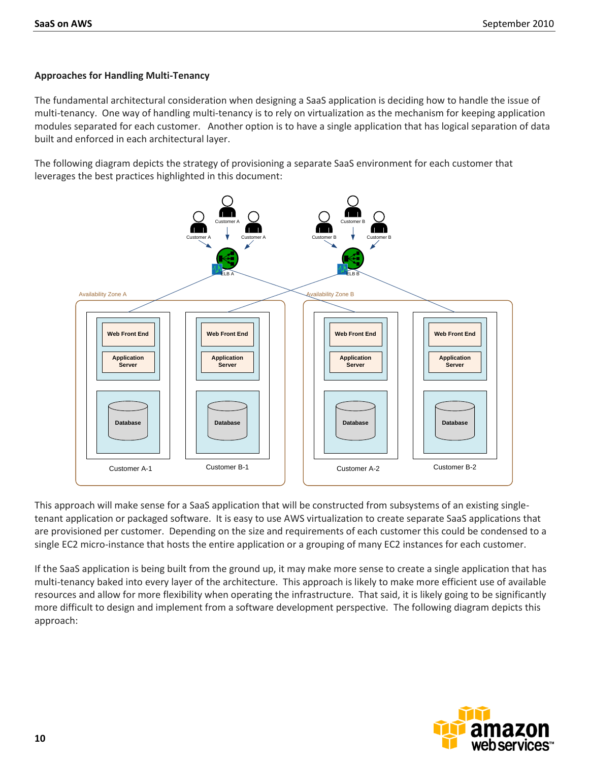**Approaches for Handling Multi-Tenancy**

The fundamental architectural consideration when designing a SaaS application is deciding how to handle the issue of multi-tenancy. One way of handling multi-tenancy is to rely on virtualization as the mechanism for keeping application modules separated for each customer. Another option is to have a single application that has logical separation of data built and enforced in each architectural layer.

The following diagram depicts the strategy of provisioning a separate SaaS environment for each customer that leverages the best practices highlighted in this document:

This approach will make sense for a SaaS application that will be constructed from subsystems of an existing single-tenant application or packaged software. It is easy to use AWS virtualization to create separate SaaS applications that are provisioned per customer. Depending on the size and requirements of each customer this could be condensed to a single EC2 micro-instance that hosts the entire application or a grouping of many EC2 instances for each customer.

If the SaaS application is being built from the ground up, it may make more sense to create a single application that has multi-tenancy baked into every layer of the architecture. This approach is likely to make more efficient use of available resources and allow for more flexibility when operating the infrastructure. That said, it is likely going to be significantly more difficult to design and implement from a software development perspective. The following diagram depicts this approach: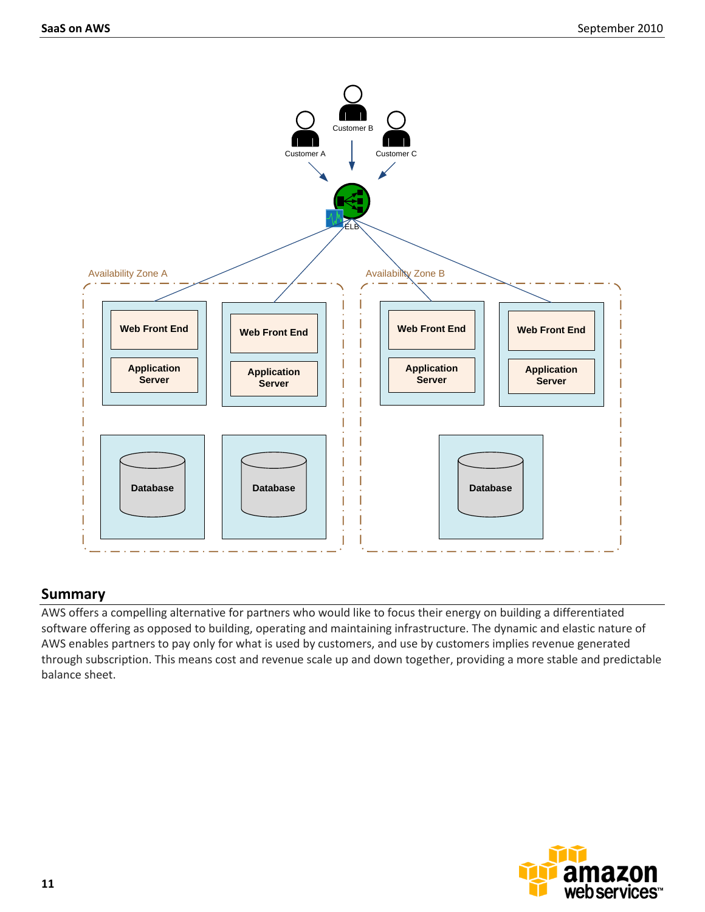Customer A

Customer B

Customer C

ELB

Availability Zone A

Availability Zone B

Web Front End

Application Server

Web Front End

Application Server

Web Front End

Application Server

Web Front End

Application Server

Database

Database

Database

## Summary

AWS offers a compelling alternative for partners who would like to focus their energy on building a differentiated software offering as opposed to building, operating and maintaining infrastructure. The dynamic and elastic nature of AWS enables partners to pay only for what is used by customers, and use by customers implies revenue generated through subscription. This means cost and revenue scale up and down together, providing a more stable and predictable balance sheet.